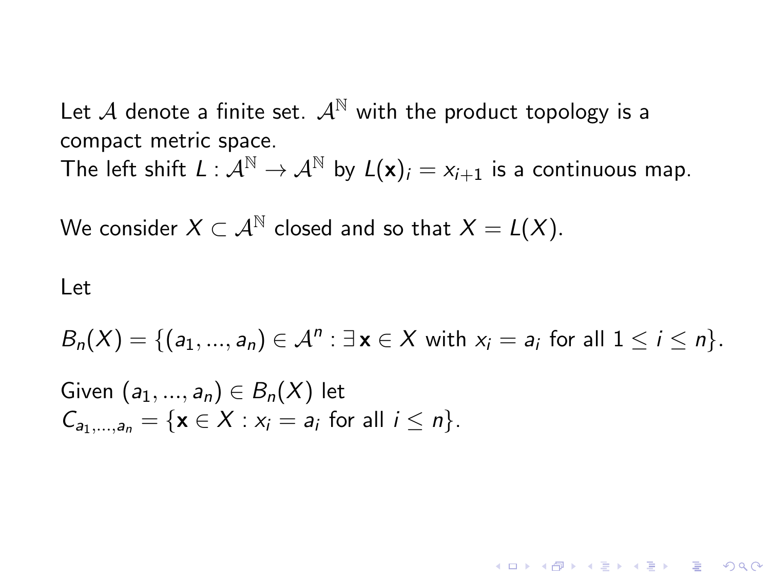Let $\mathcal{A}$ denote a finite set. $\mathcal{A}^{\mathbb{N}}$ with the product topology is a compact metric space.
The left shift $L : \mathcal{A}^{\mathbb{N}} \to \mathcal{A}^{\mathbb{N}}$ by $L(\mathbf{x})_i = x_{i+1}$ is a continuous map.

We consider $X \subset \mathcal{A}^{\mathbb{N}}$ closed and so that $X = L(X)$.

Let

$$B_n(X) = \{(a_1, ..., a_n) \in \mathcal{A}^n : \exists\, \mathbf{x} \in X \text{ with } x_i = a_i \text{ for all } 1 \leq i \leq n\}.$$

Given $(a_1, ..., a_n) \in B_n(X)$ let
$C_{a_1,...,a_n} = \{\mathbf{x} \in X : x_i = a_i \text{ for all } i \leq n\}$.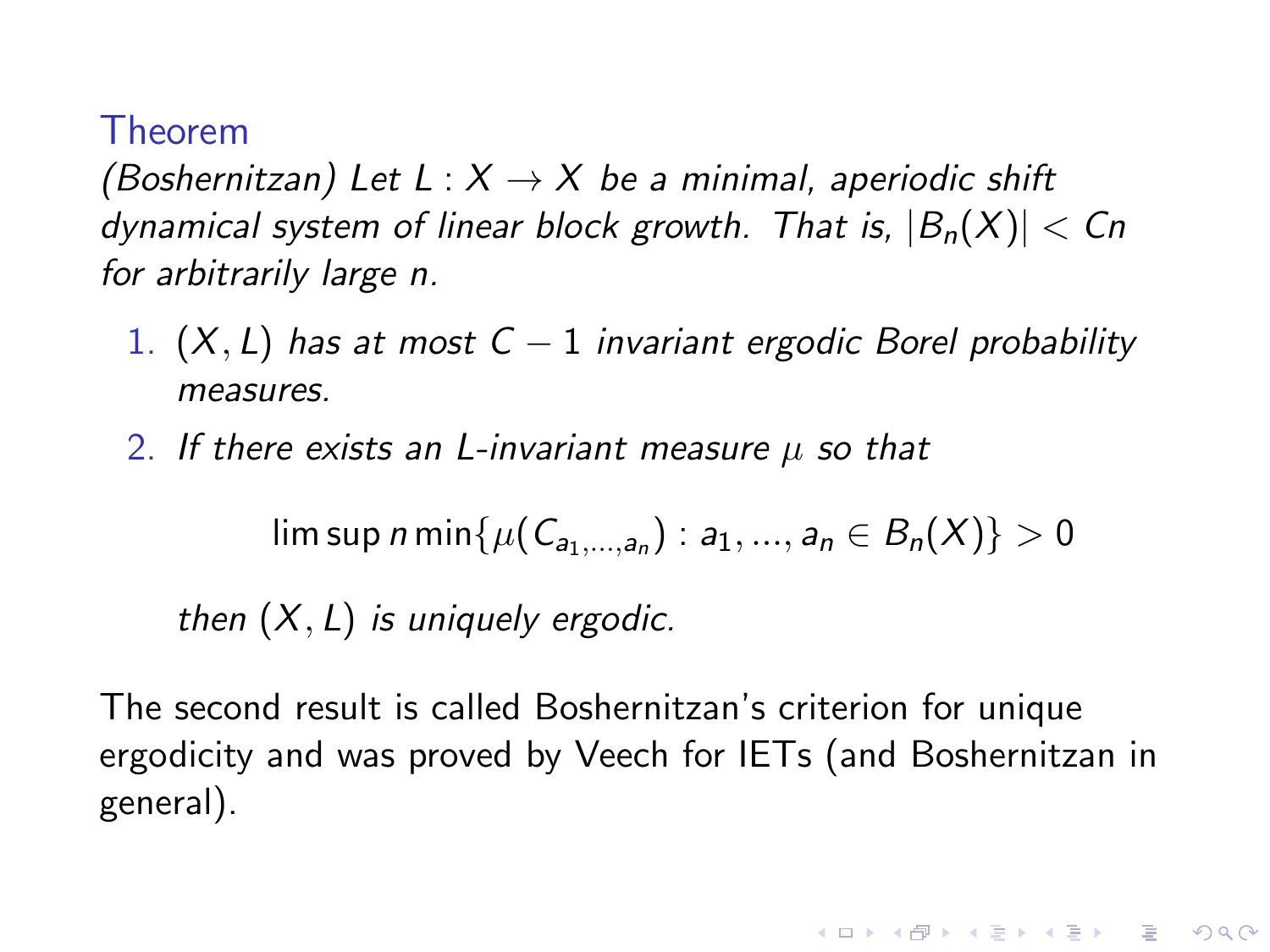### Theorem

*(Boshernitzan) Let $L : X \to X$ be a minimal, aperiodic shift dynamical system of linear block growth. That is, $|B_n(X)| < Cn$ for arbitrarily large $n$.*

1. *$(X, L)$ has at most $C - 1$ invariant ergodic Borel probability measures.*
2. *If there exists an $L$-invariant measure $\mu$ so that*

$$\limsup n \min\{\mu(C_{a_1,...,a_n}) : a_1, ..., a_n \in B_n(X)\} > 0$$

   *then $(X, L)$ is uniquely ergodic.*

The second result is called Boshernitzan's criterion for unique ergodicity and was proved by Veech for IETs (and Boshernitzan in general).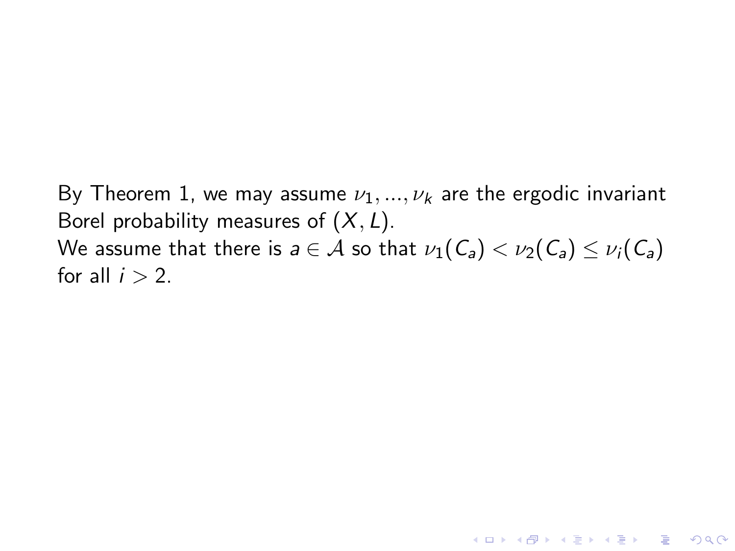By Theorem 1, we may assume $\nu_1, ..., \nu_k$ are the ergodic invariant Borel probability measures of $(X, L)$.

We assume that there is $a \in \mathcal{A}$ so that $\nu_1(C_a) < \nu_2(C_a) \leq \nu_i(C_a)$ for all $i > 2$.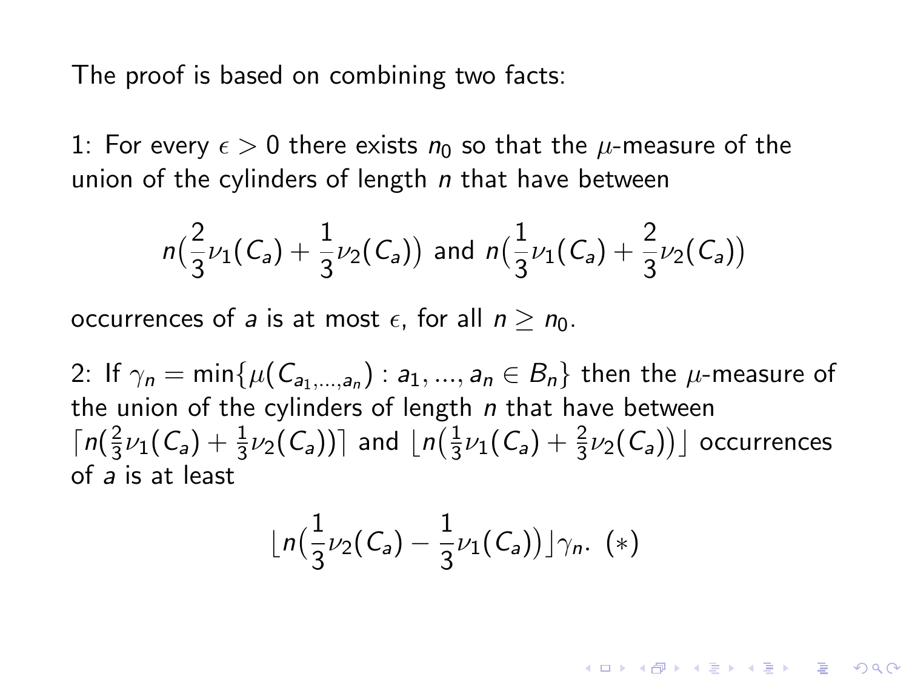The proof is based on combining two facts:

1: For every $\epsilon > 0$ there exists $n_0$ so that the $\mu$-measure of the union of the cylinders of length $n$ that have between

$$n\big(\frac{2}{3}\nu_1(C_a) + \frac{1}{3}\nu_2(C_a)\big) \text{ and } n\big(\frac{1}{3}\nu_1(C_a) + \frac{2}{3}\nu_2(C_a)\big)$$

occurrences of $a$ is at most $\epsilon$, for all $n \geq n_0$.

2: If $\gamma_n = \min\{\mu(C_{a_1,\dots,a_n}) : a_1, \dots, a_n \in B_n\}$ then the $\mu$-measure of the union of the cylinders of length $n$ that have between $\lceil n(\frac{2}{3}\nu_1(C_a) + \frac{1}{3}\nu_2(C_a))\rceil$ and $\lfloor n\big(\frac{1}{3}\nu_1(C_a) + \frac{2}{3}\nu_2(C_a)\big)\rfloor$ occurrences of $a$ is at least

$$\lfloor n\big(\frac{1}{3}\nu_2(C_a) - \frac{1}{3}\nu_1(C_a)\big)\rfloor \gamma_n. \ (*)$$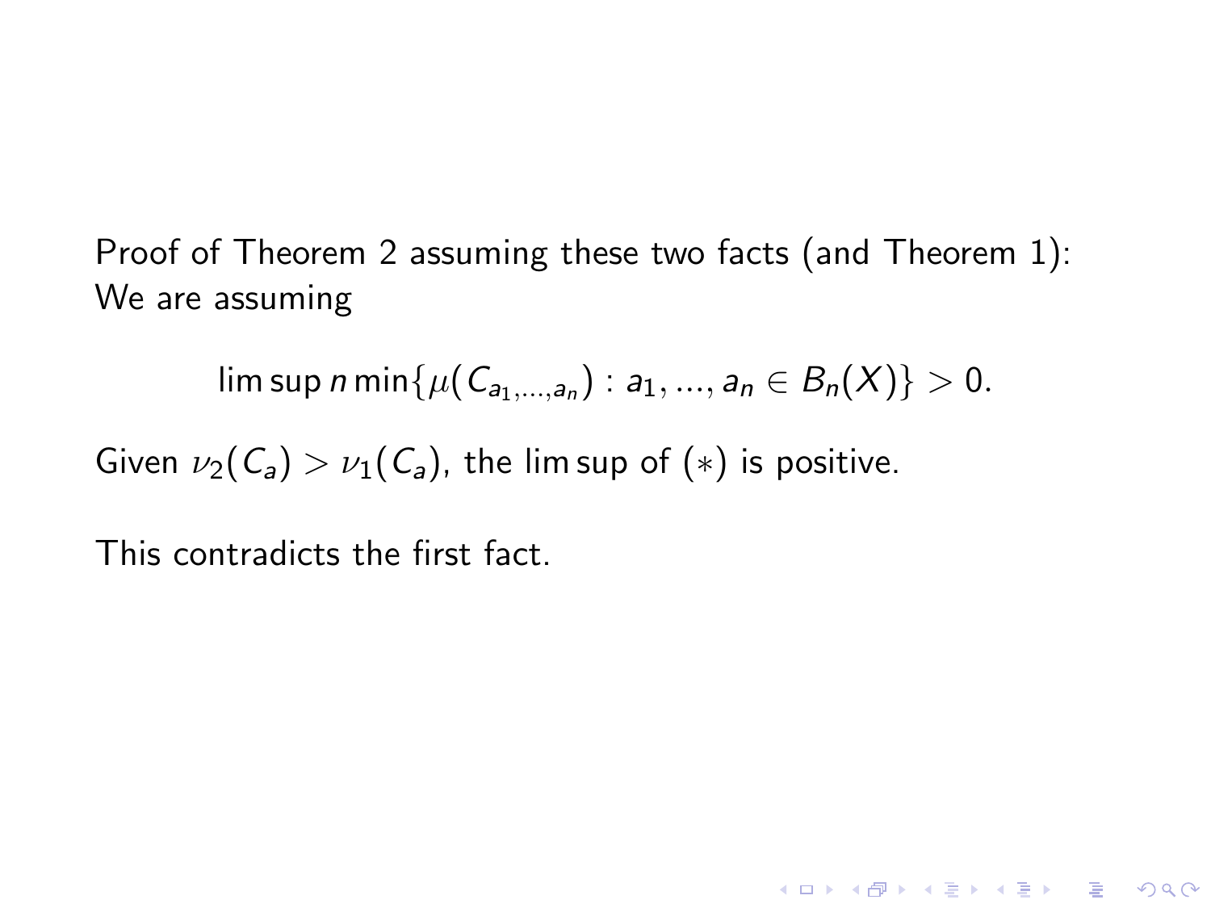Proof of Theorem 2 assuming these two facts (and Theorem 1):
We are assuming

$$\limsup n \min\{\mu(C_{a_1,\ldots,a_n}) : a_1, \ldots, a_n \in B_n(X)\} > 0.$$

Given $\nu_2(C_a) > \nu_1(C_a)$, the $\limsup$ of $(*)$ is positive.

This contradicts the first fact.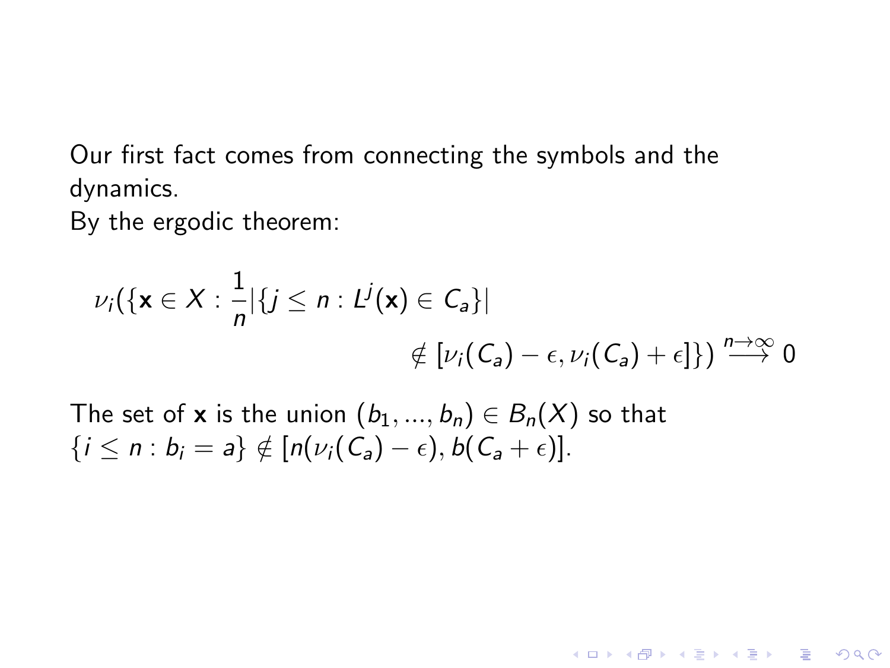Our first fact comes from connecting the symbols and the dynamics.

By the ergodic theorem:

$$\nu_i(\{\mathbf{x} \in X : \frac{1}{n}|\{j \leq n : L^j(\mathbf{x}) \in C_a\}| \notin [\nu_i(C_a) - \epsilon, \nu_i(C_a) + \epsilon]\}) \overset{n \to \infty}{\longrightarrow} 0$$

The set of $\mathbf{x}$ is the union $(b_1, ..., b_n) \in B_n(X)$ so that $\{i \leq n : b_i = a\} \notin [n(\nu_i(C_a) - \epsilon), b(C_a + \epsilon)]$.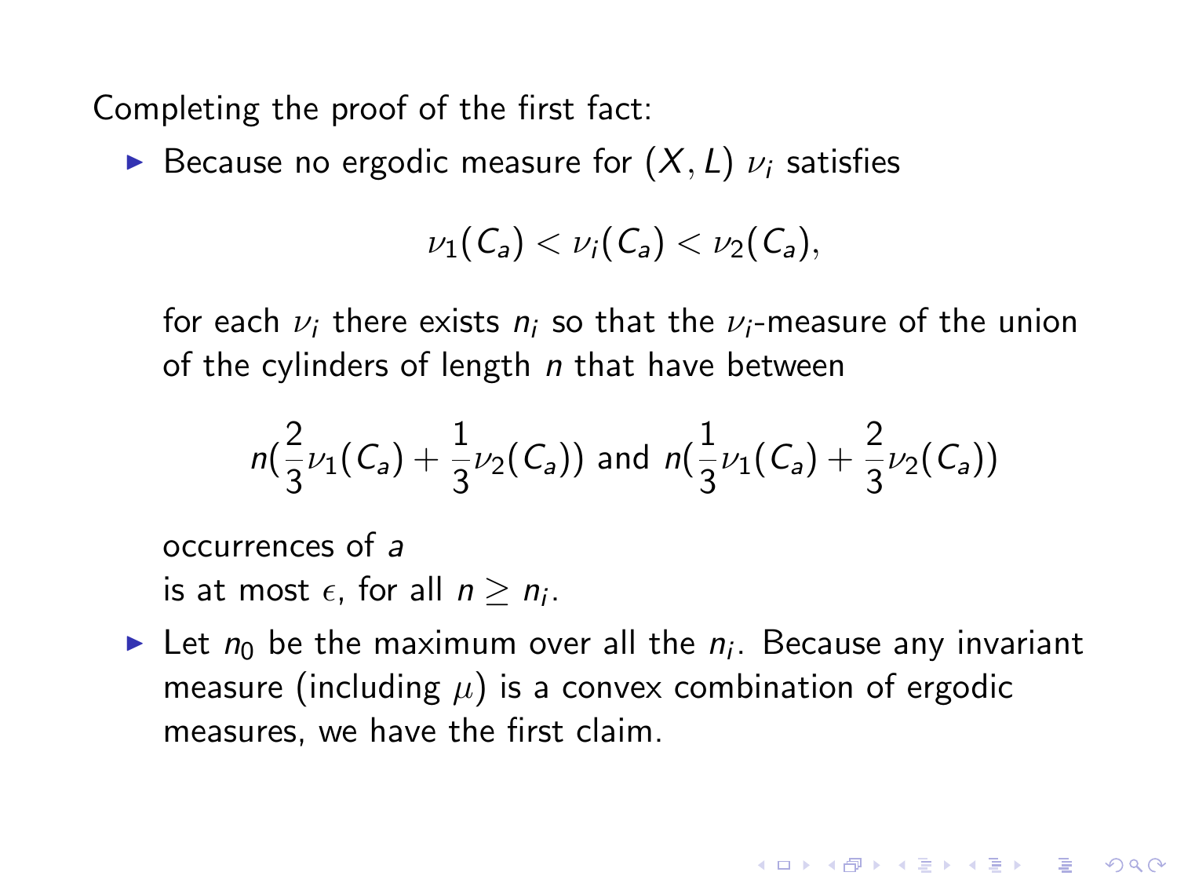Completing the proof of the first fact:

- Because no ergodic measure for $(X, L)$ $\nu_i$ satisfies

  $$\nu_1(C_a) < \nu_i(C_a) < \nu_2(C_a),$$

  for each $\nu_i$ there exists $n_i$ so that the $\nu_i$-measure of the union of the cylinders of length $n$ that have between

  $$n(\frac{2}{3}\nu_1(C_a) + \frac{1}{3}\nu_2(C_a)) \text{ and } n(\frac{1}{3}\nu_1(C_a) + \frac{2}{3}\nu_2(C_a))$$

  occurrences of $a$
  is at most $\epsilon$, for all $n \geq n_i$.

- Let $n_0$ be the maximum over all the $n_i$. Because any invariant measure (including $\mu$) is a convex combination of ergodic measures, we have the first claim.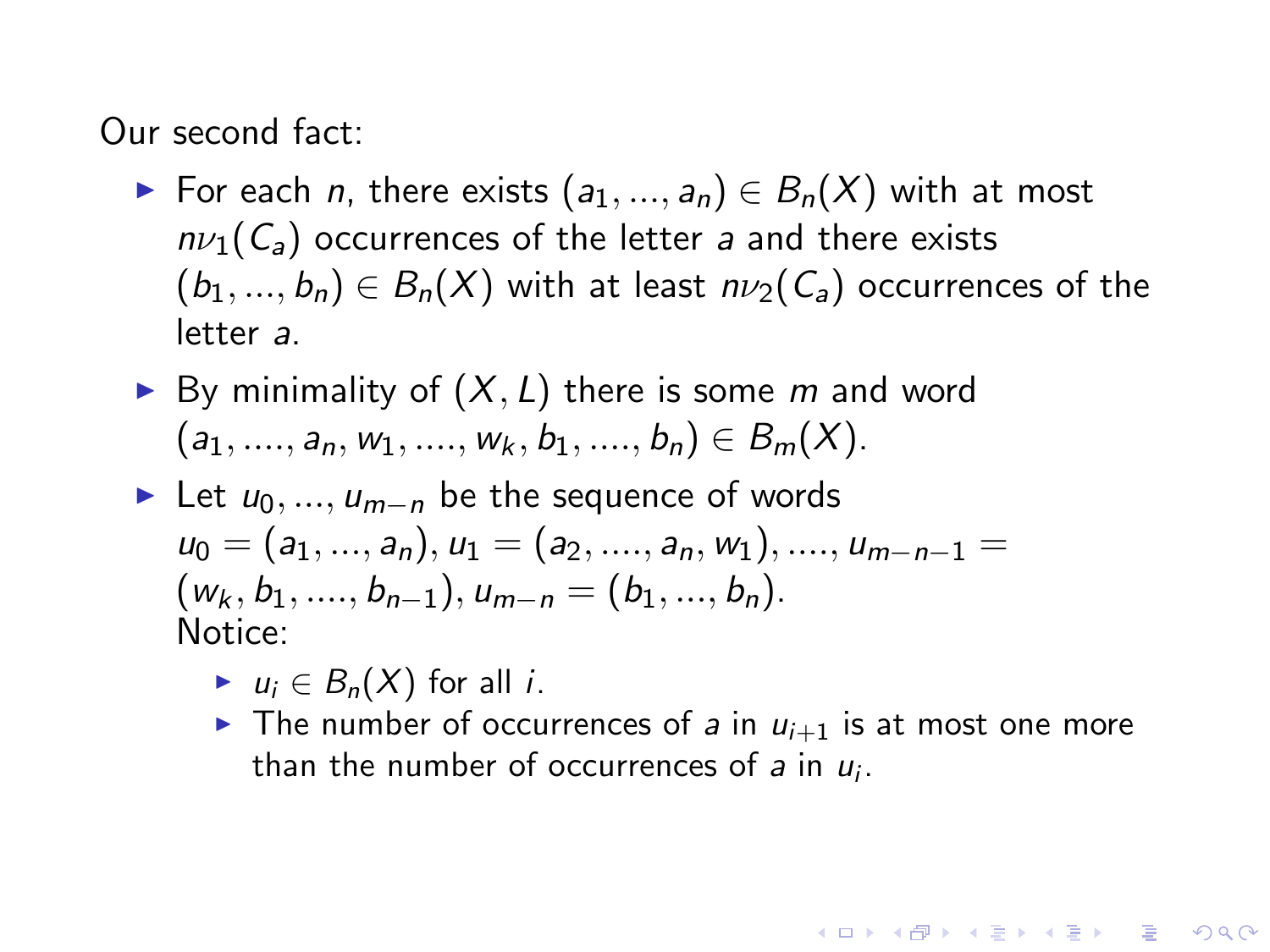Our second fact:

- For each $n$, there exists $(a_1, ..., a_n) \in B_n(X)$ with at most $n\nu_1(C_a)$ occurrences of the letter $a$ and there exists $(b_1, ..., b_n) \in B_n(X)$ with at least $n\nu_2(C_a)$ occurrences of the letter $a$.
- By minimality of $(X, L)$ there is some $m$ and word $(a_1, ...., a_n, w_1, ...., w_k, b_1, ...., b_n) \in B_m(X)$.
- Let $u_0, ..., u_{m-n}$ be the sequence of words $u_0 = (a_1, ..., a_n), u_1 = (a_2, ...., a_n, w_1), ...., u_{m-n-1} = (w_k, b_1, ...., b_{n-1}), u_{m-n} = (b_1, ..., b_n)$.
  Notice:
  - $u_i \in B_n(X)$ for all $i$.
  - The number of occurrences of $a$ in $u_{i+1}$ is at most one more than the number of occurrences of $a$ in $u_i$.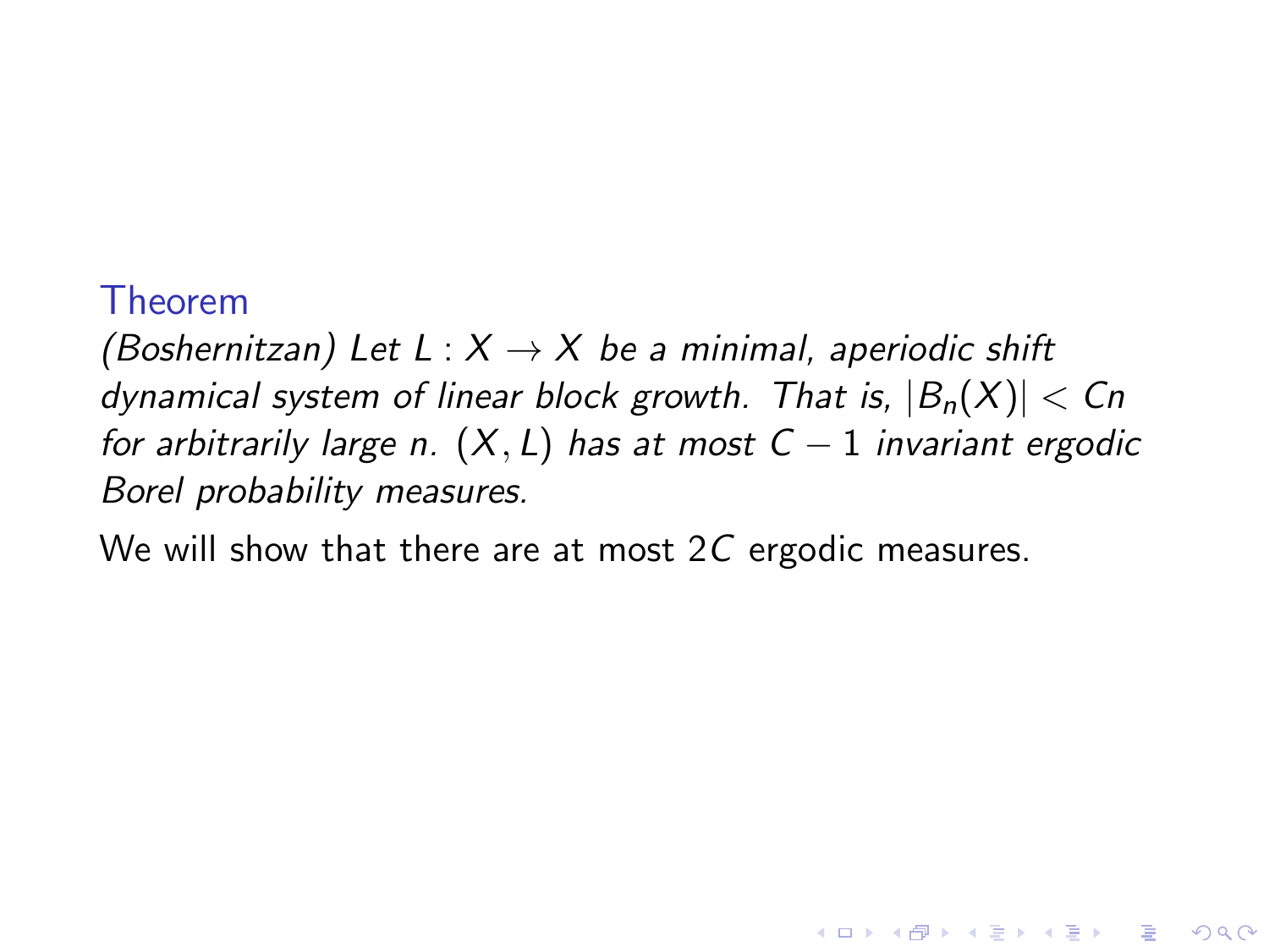**Theorem**

*(Boshernitzan) Let $L : X \to X$ be a minimal, aperiodic shift dynamical system of linear block growth. That is, $|B_n(X)| < Cn$ for arbitrarily large $n$. $(X, L)$ has at most $C - 1$ invariant ergodic Borel probability measures.*

We will show that there are at most $2C$ ergodic measures.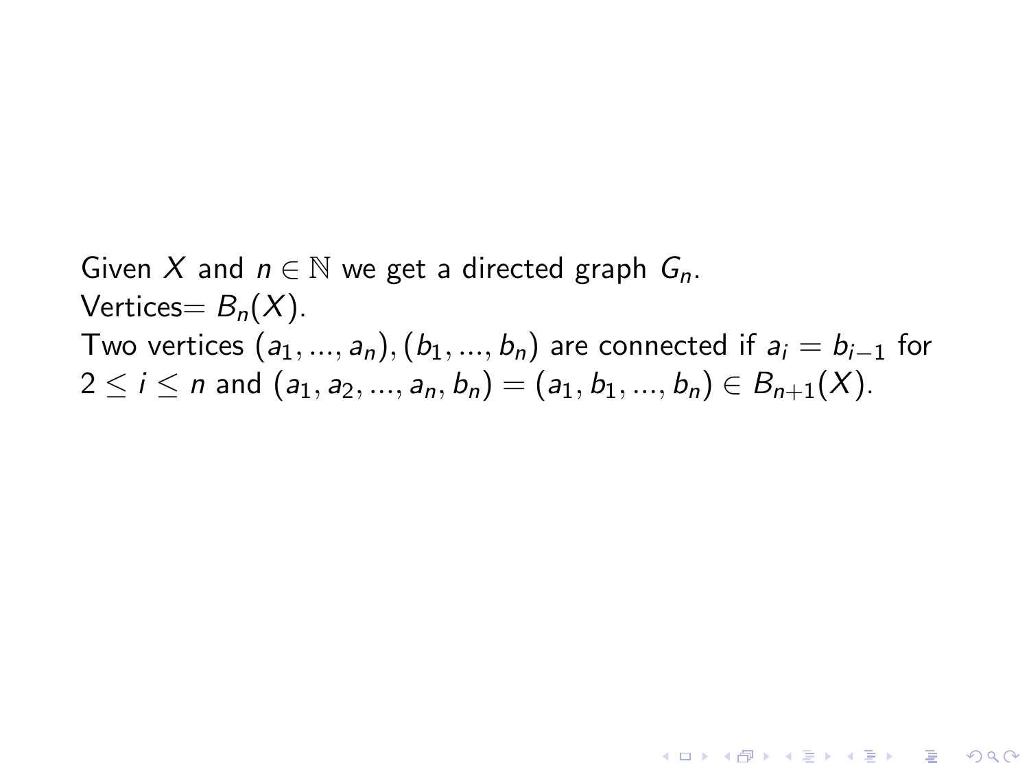Given $X$ and $n \in \mathbb{N}$ we get a directed graph $G_n$.
Vertices$= B_n(X)$.
Two vertices $(a_1, ..., a_n), (b_1, ..., b_n)$ are connected if $a_i = b_{i-1}$ for $2 \leq i \leq n$ and $(a_1, a_2, ..., a_n, b_n) = (a_1, b_1, ..., b_n) \in B_{n+1}(X)$.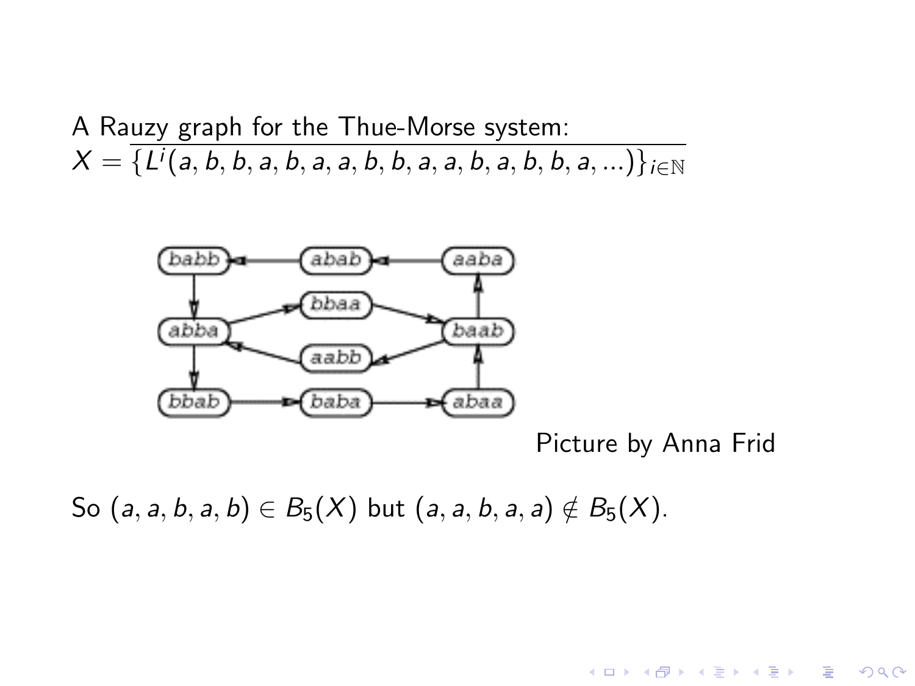A Rauzy graph for the Thue-Morse system:

$X = \overline{\{L^i(a, b, b, a, b, a, a, b, b, a, a, b, a, b, b, a, ...)\}_{i\in\mathbb{N}}}$

Picture by Anna Frid

So $(a, a, b, a, b) \in B_5(X)$ but $(a, a, b, a, a) \notin B_5(X)$.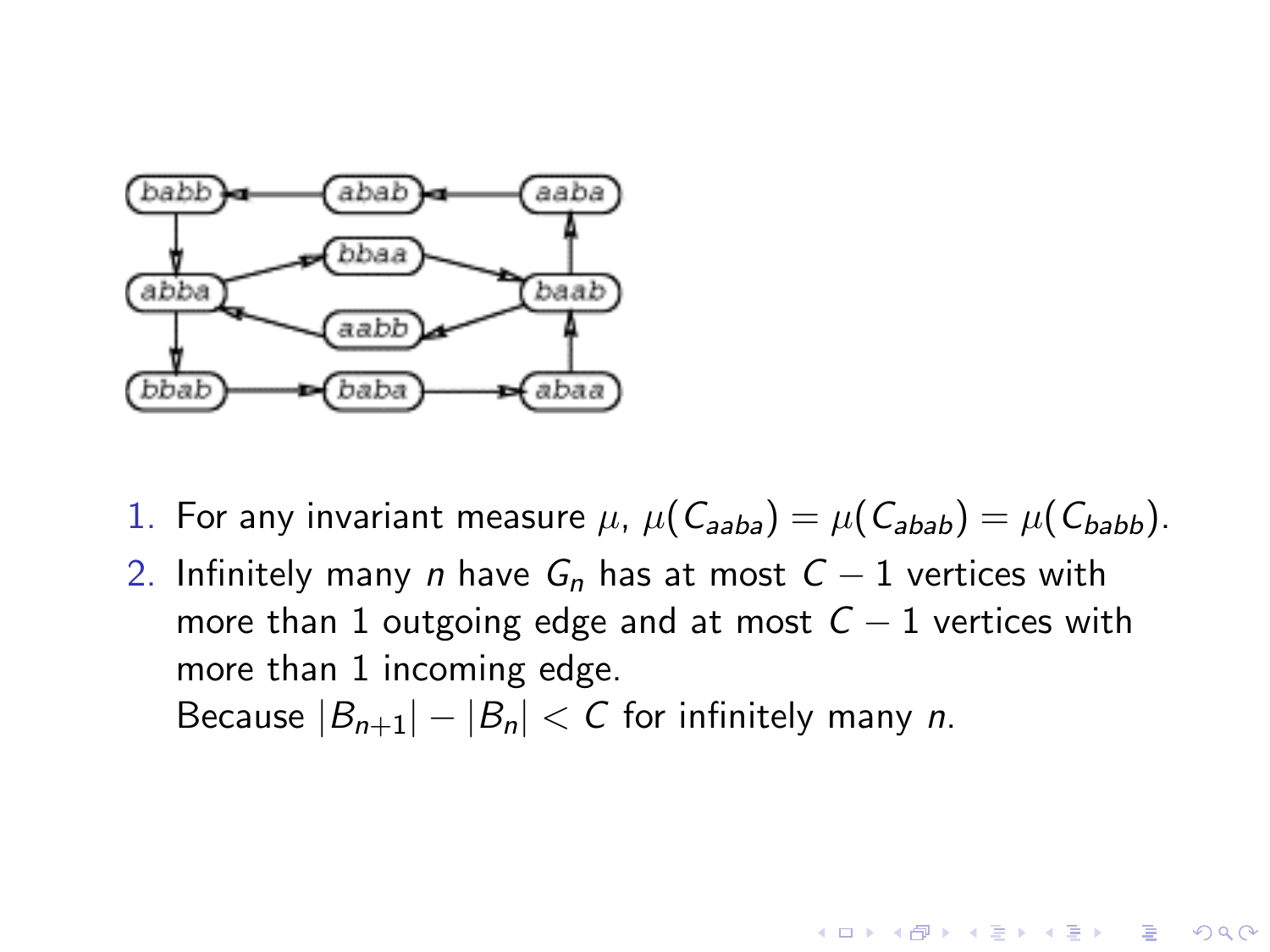1. For any invariant measure $\mu$, $\mu(C_{aaba}) = \mu(C_{abab}) = \mu(C_{babb})$.
2. Infinitely many $n$ have $G_n$ has at most $C - 1$ vertices with more than 1 outgoing edge and at most $C - 1$ vertices with more than 1 incoming edge.
   Because $|B_{n+1}| - |B_n| < C$ for infinitely many $n$.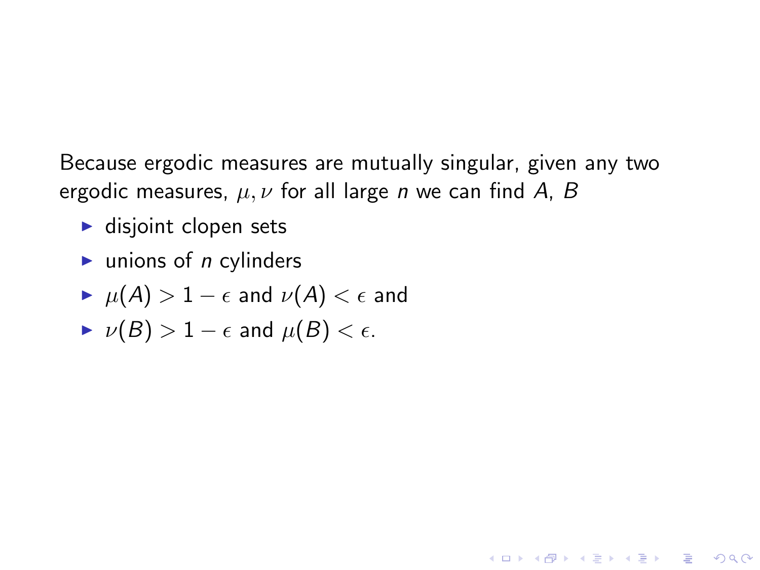Because ergodic measures are mutually singular, given any two ergodic measures, $\mu, \nu$ for all large *n* we can find *A*, *B*

- disjoint clopen sets
- unions of *n* cylinders
- $\mu(A) > 1 - \epsilon$ and $\nu(A) < \epsilon$ and
- $\nu(B) > 1 - \epsilon$ and $\mu(B) < \epsilon$.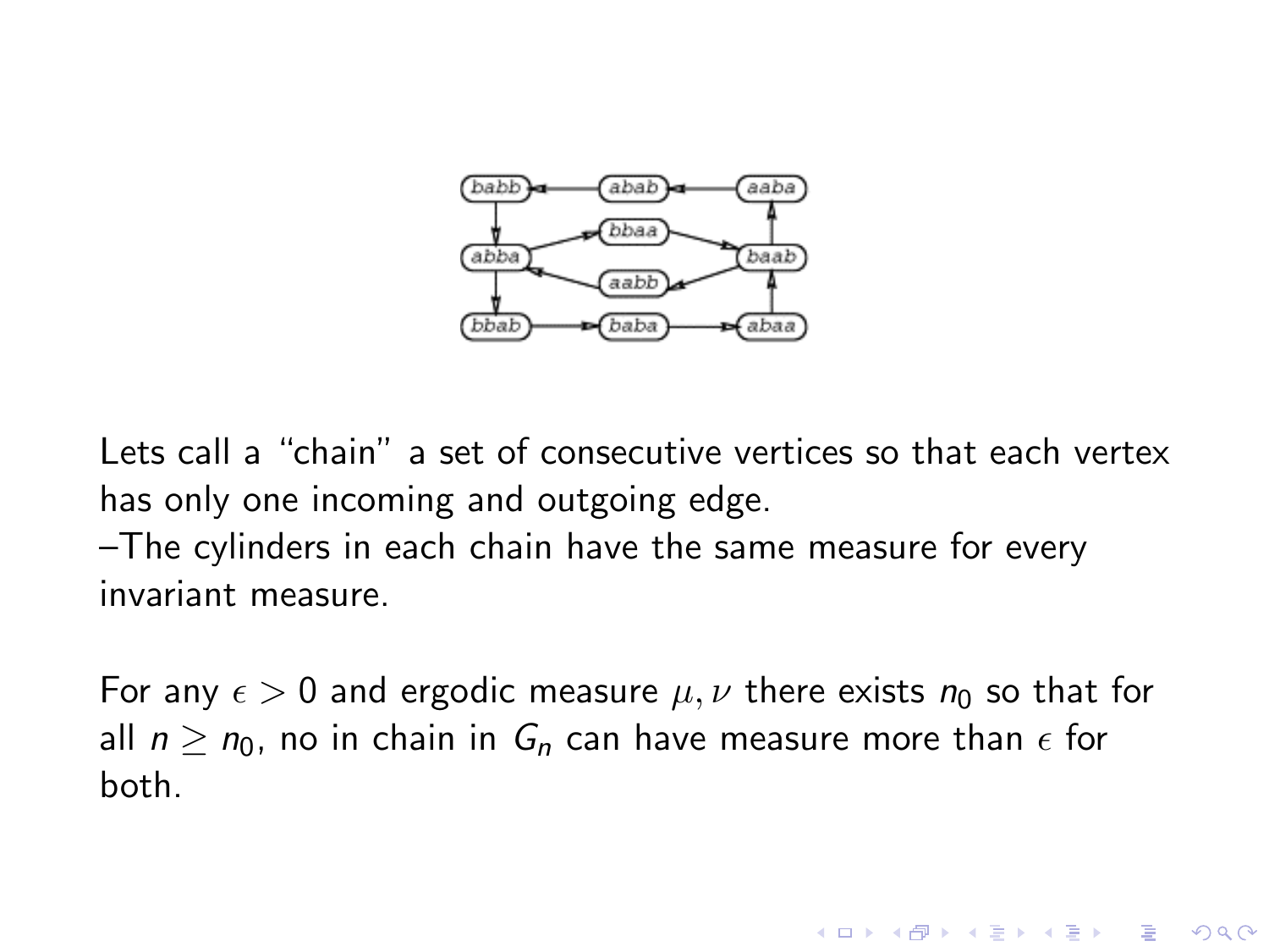Lets call a "chain" a set of consecutive vertices so that each vertex has only one incoming and outgoing edge.
–The cylinders in each chain have the same measure for every invariant measure.

For any $\epsilon > 0$ and ergodic measure $\mu, \nu$ there exists $n_0$ so that for all $n \geq n_0$, no in chain in $G_n$ can have measure more than $\epsilon$ for both.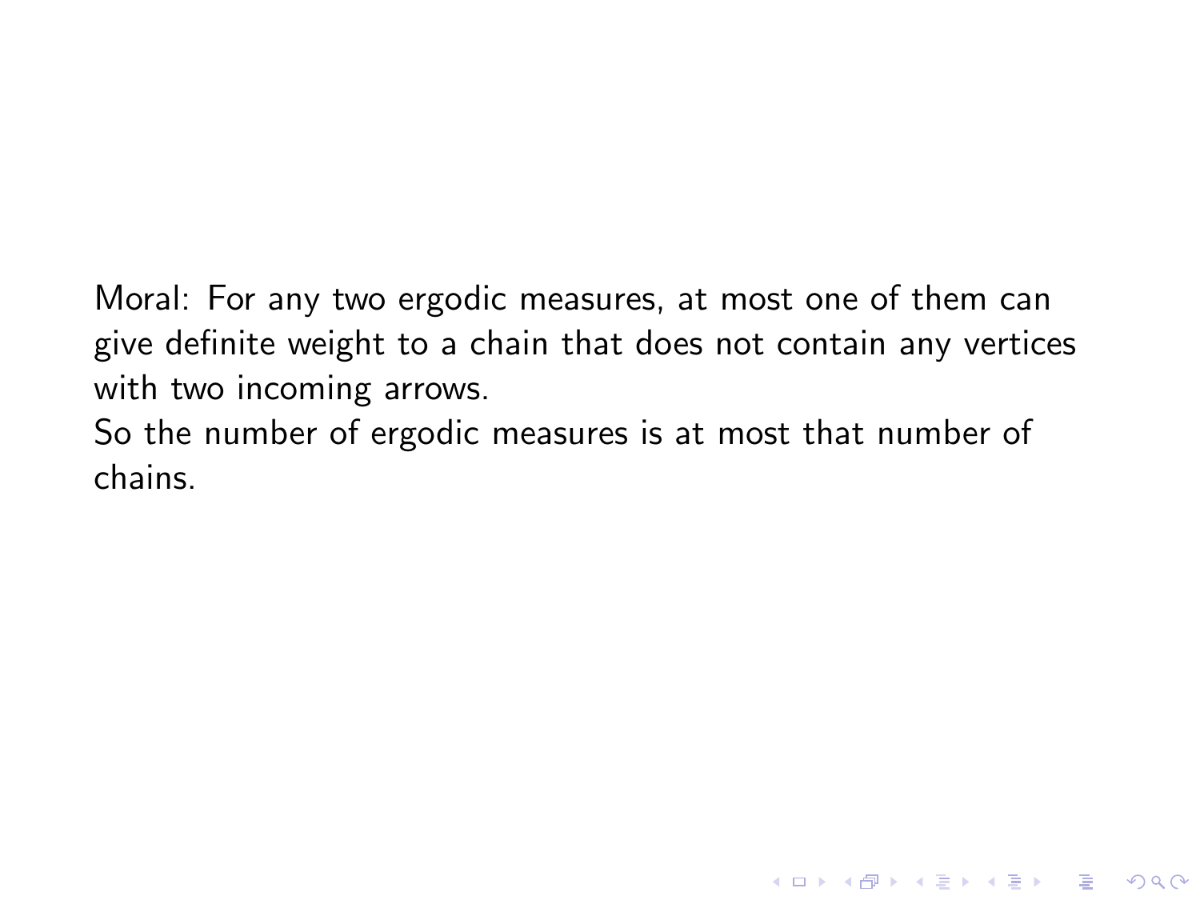Moral: For any two ergodic measures, at most one of them can give definite weight to a chain that does not contain any vertices with two incoming arrows.

So the number of ergodic measures is at most that number of chains.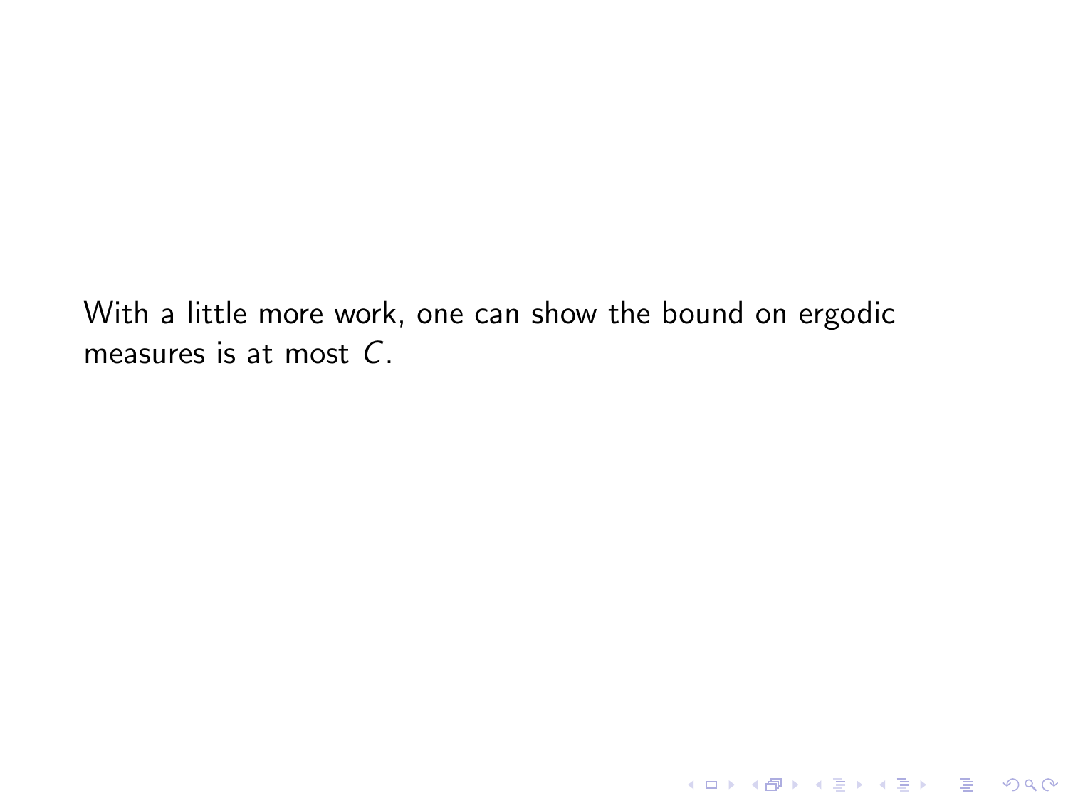With a little more work, one can show the bound on ergodic measures is at most $C$.